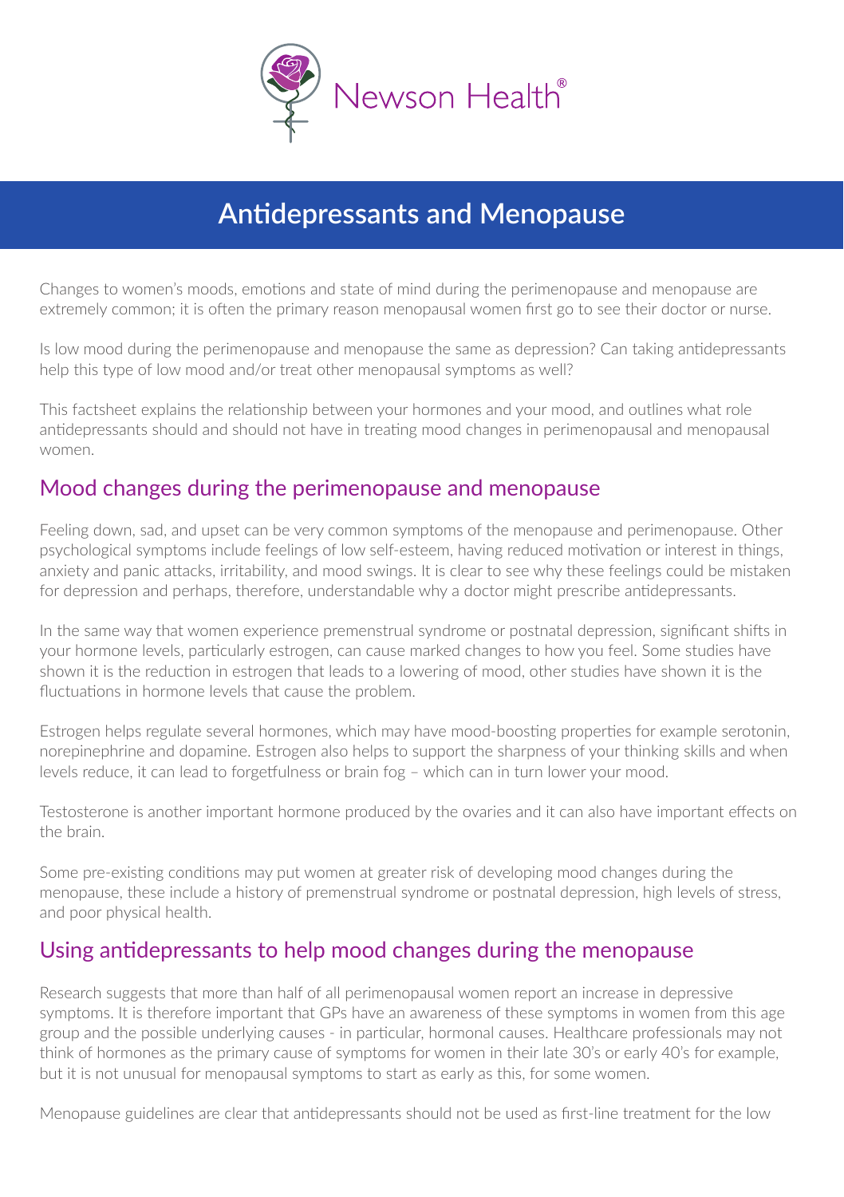Newson Health®

# Antidepressants and Menopause

Changes to women's moods, emotions and state of mind during the perimenopause and menopause are extremely common; it is often the primary reason menopausal women first go to see their doctor or nurse.

Is low mood during the perimenopause and menopause the same as depression? Can taking antidepressants help this type of low mood and/or treat other menopausal symptoms as well?

This factsheet explains the relationship between your hormones and your mood, and outlines what role antidepressants should and should not have in treating mood changes in perimenopausal and menopausal women.

## Mood changes during the perimenopause and menopause

Feeling down, sad, and upset can be very common symptoms of the menopause and perimenopause. Other psychological symptoms include feelings of low self-esteem, having reduced motivation or interest in things, anxiety and panic attacks, irritability, and mood swings. It is clear to see why these feelings could be mistaken for depression and perhaps, therefore, understandable why a doctor might prescribe antidepressants.

In the same way that women experience premenstrual syndrome or postnatal depression, significant shifts in your hormone levels, particularly estrogen, can cause marked changes to how you feel. Some studies have shown it is the reduction in estrogen that leads to a lowering of mood, other studies have shown it is the fluctuations in hormone levels that cause the problem.

Estrogen helps regulate several hormones, which may have mood-boosting properties for example serotonin, norepinephrine and dopamine. Estrogen also helps to support the sharpness of your thinking skills and when levels reduce, it can lead to forgetfulness or brain fog – which can in turn lower your mood.

Testosterone is another important hormone produced by the ovaries and it can also have important effects on the brain.

Some pre-existing conditions may put women at greater risk of developing mood changes during the menopause, these include a history of premenstrual syndrome or postnatal depression, high levels of stress, and poor physical health.

## Using antidepressants to help mood changes during the menopause

Research suggests that more than half of all perimenopausal women report an increase in depressive symptoms. It is therefore important that GPs have an awareness of these symptoms in women from this age group and the possible underlying causes - in particular, hormonal causes. Healthcare professionals may not think of hormones as the primary cause of symptoms for women in their late 30's or early 40's for example, but it is not unusual for menopausal symptoms to start as early as this, for some women.

Menopause guidelines are clear that antidepressants should not be used as first-line treatment for the low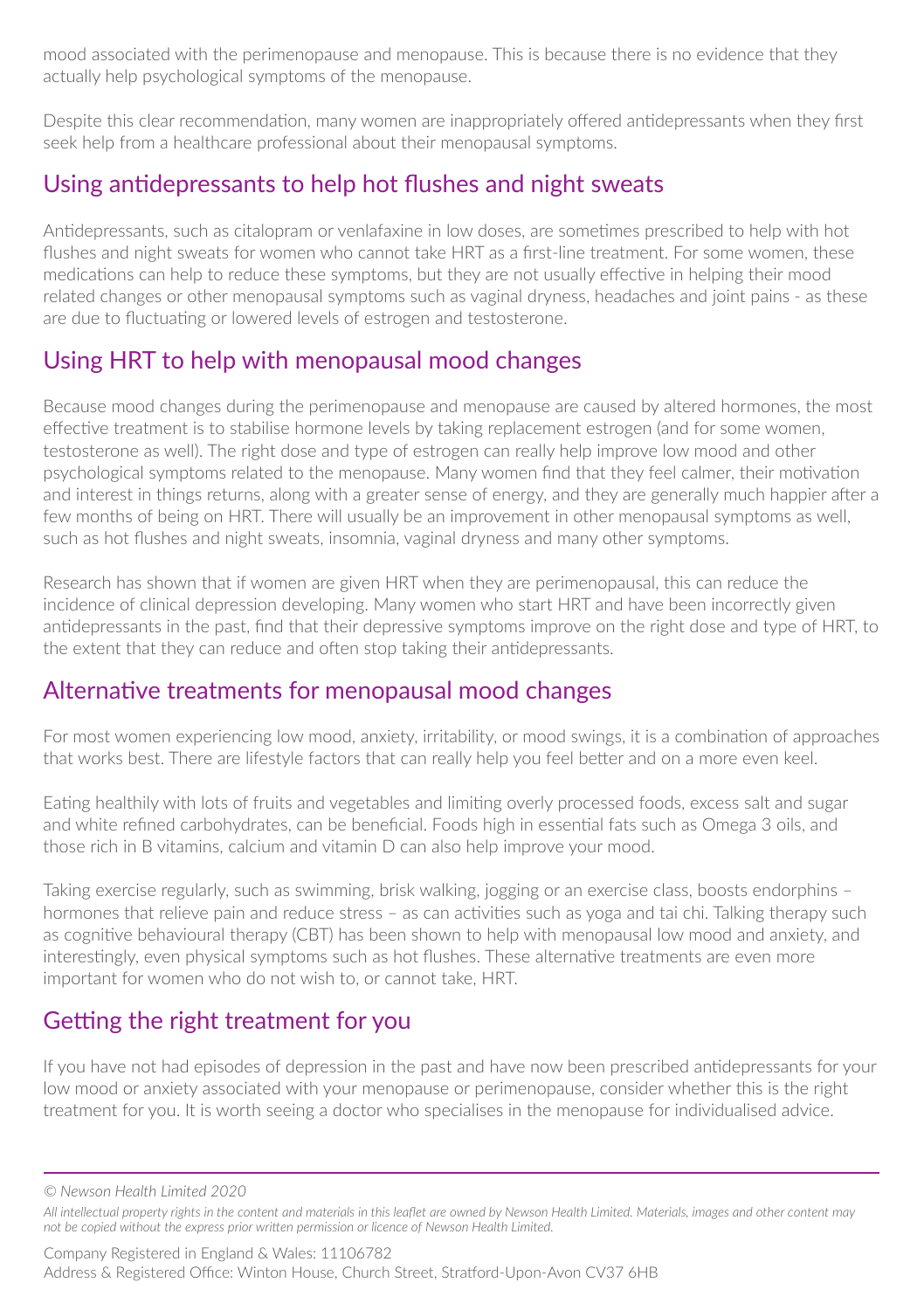mood associated with the perimenopause and menopause. This is because there is no evidence that they actually help psychological symptoms of the menopause.

Despite this clear recommendation, many women are inappropriately offered antidepressants when they first seek help from a healthcare professional about their menopausal symptoms.

## Using antidepressants to help hot flushes and night sweats

Antidepressants, such as citalopram or venlafaxine in low doses, are sometimes prescribed to help with hot flushes and night sweats for women who cannot take HRT as a first-line treatment. For some women, these medications can help to reduce these symptoms, but they are not usually effective in helping their mood related changes or other menopausal symptoms such as vaginal dryness, headaches and joint pains - as these are due to fluctuating or lowered levels of estrogen and testosterone.

## Using HRT to help with menopausal mood changes

Because mood changes during the perimenopause and menopause are caused by altered hormones, the most effective treatment is to stabilise hormone levels by taking replacement estrogen (and for some women, testosterone as well). The right dose and type of estrogen can really help improve low mood and other psychological symptoms related to the menopause. Many women find that they feel calmer, their motivation and interest in things returns, along with a greater sense of energy, and they are generally much happier after a few months of being on HRT. There will usually be an improvement in other menopausal symptoms as well, such as hot flushes and night sweats, insomnia, vaginal dryness and many other symptoms.

Research has shown that if women are given HRT when they are perimenopausal, this can reduce the incidence of clinical depression developing. Many women who start HRT and have been incorrectly given antidepressants in the past, find that their depressive symptoms improve on the right dose and type of HRT, to the extent that they can reduce and often stop taking their antidepressants.

## Alternative treatments for menopausal mood changes

For most women experiencing low mood, anxiety, irritability, or mood swings, it is a combination of approaches that works best. There are lifestyle factors that can really help you feel better and on a more even keel.

Eating healthily with lots of fruits and vegetables and limiting overly processed foods, excess salt and sugar and white refined carbohydrates, can be beneficial. Foods high in essential fats such as Omega 3 oils, and those rich in B vitamins, calcium and vitamin D can also help improve your mood.

Taking exercise regularly, such as swimming, brisk walking, jogging or an exercise class, boosts endorphins – hormones that relieve pain and reduce stress – as can activities such as yoga and tai chi. Talking therapy such as cognitive behavioural therapy (CBT) has been shown to help with menopausal low mood and anxiety, and interestingly, even physical symptoms such as hot flushes. These alternative treatments are even more important for women who do not wish to, or cannot take, HRT.

## Getting the right treatment for you

If you have not had episodes of depression in the past and have now been prescribed antidepressants for your low mood or anxiety associated with your menopause or perimenopause, consider whether this is the right treatment for you. It is worth seeing a doctor who specialises in the menopause for individualised advice.

---

*© Newson Health Limited 2020*

*All intellectual property rights in the content and materials in this leaflet are owned by Newson Health Limited. Materials, images and other content may not be copied without the express prior written permission or licence of Newson Health Limited.*

Company Registered in England & Wales: 11106782
Address & Registered Office: Winton House, Church Street, Stratford-Upon-Avon CV37 6HB